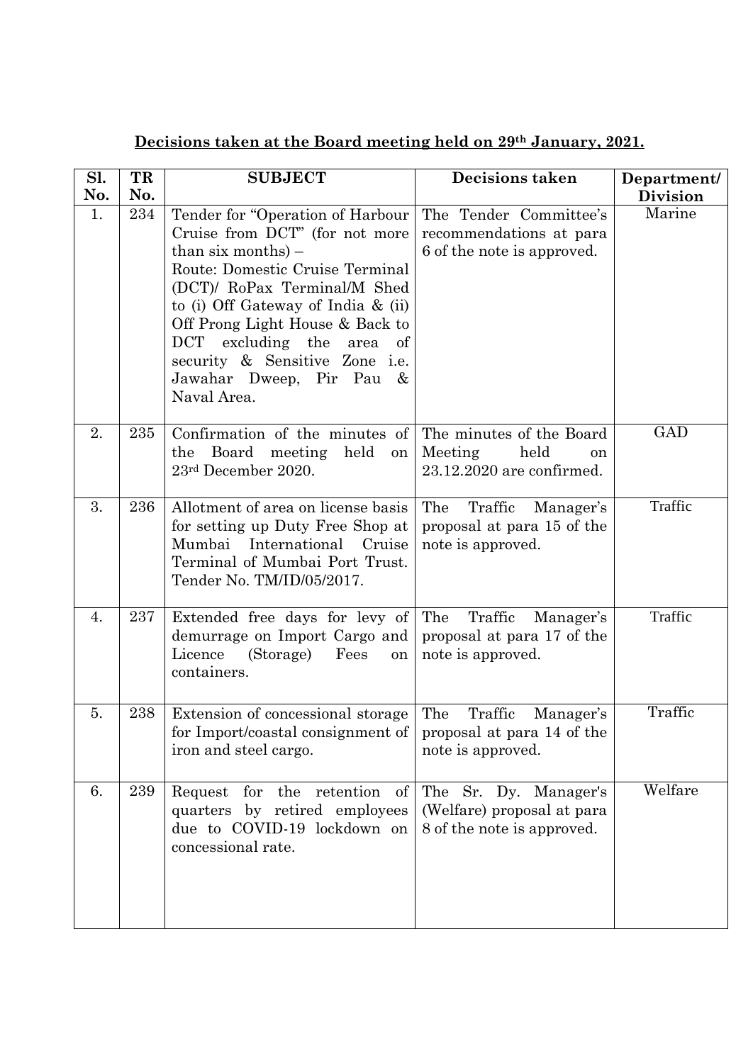**Decisions taken at the Board meeting held on 29th January, 2021.**

| Sl. No. | TR No. | SUBJECT | Decisions taken | Department/ Division |
|---|---|---|---|---|
| 1. | 234 | Tender for "Operation of Harbour Cruise from DCT" (for not more than six months) – Route: Domestic Cruise Terminal (DCT)/ RoPax Terminal/M Shed to (i) Off Gateway of India & (ii) Off Prong Light House & Back to DCT excluding the area of security & Sensitive Zone i.e. Jawahar Dweep, Pir Pau & Naval Area. | The Tender Committee's recommendations at para 6 of the note is approved. | Marine |
| 2. | 235 | Confirmation of the minutes of the Board meeting held on 23rd December 2020. | The minutes of the Board Meeting held on 23.12.2020 are confirmed. | GAD |
| 3. | 236 | Allotment of area on license basis for setting up Duty Free Shop at Mumbai International Cruise Terminal of Mumbai Port Trust. Tender No. TM/ID/05/2017. | The Traffic Manager's proposal at para 15 of the note is approved. | Traffic |
| 4. | 237 | Extended free days for levy of demurrage on Import Cargo and Licence (Storage) Fees on containers. | The Traffic Manager's proposal at para 17 of the note is approved. | Traffic |
| 5. | 238 | Extension of concessional storage for Import/coastal consignment of iron and steel cargo. | The Traffic Manager's proposal at para 14 of the note is approved. | Traffic |
| 6. | 239 | Request for the retention of quarters by retired employees due to COVID-19 lockdown on concessional rate. | The Sr. Dy. Manager's (Welfare) proposal at para 8 of the note is approved. | Welfare |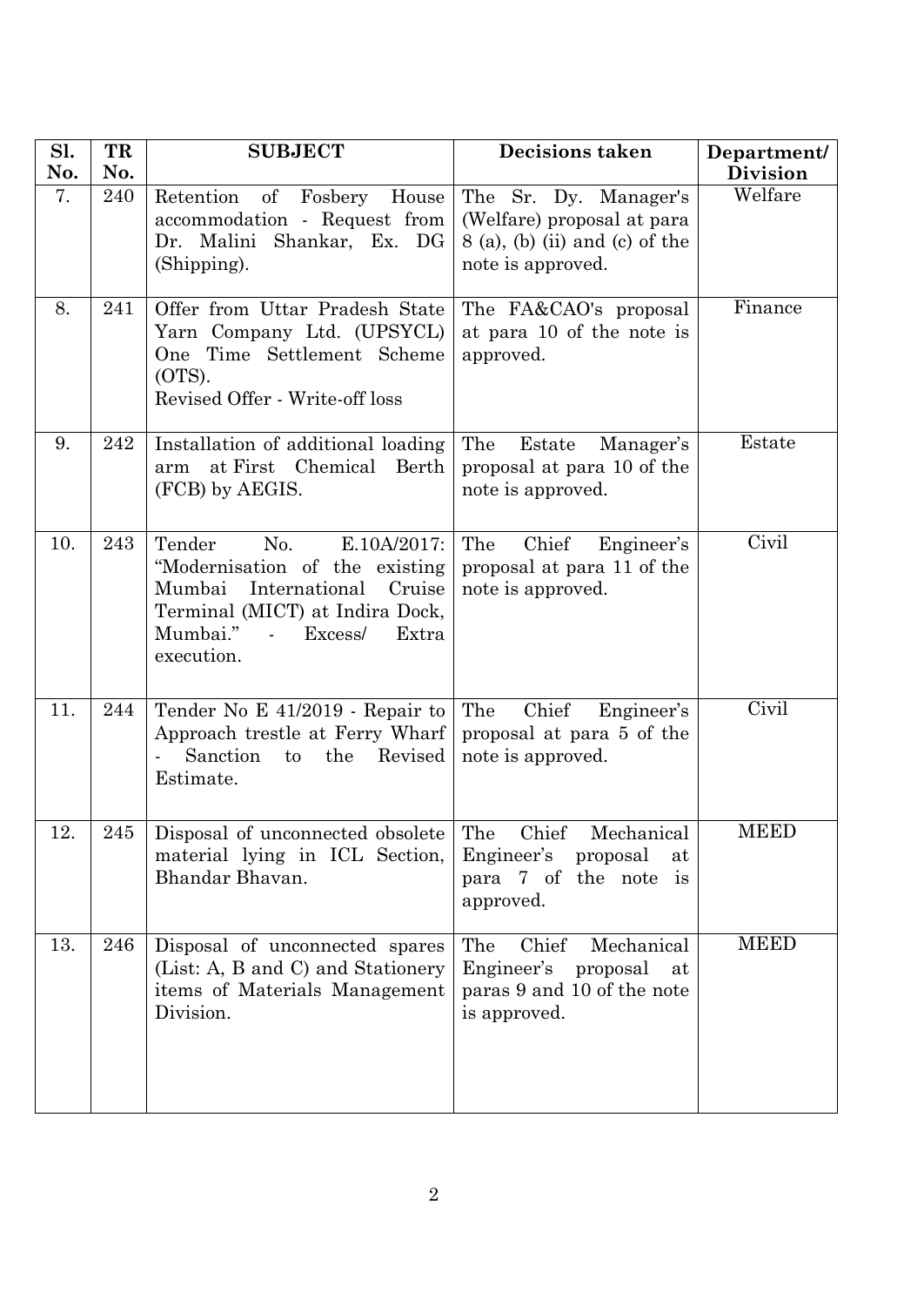| Sl. No. | TR No. | SUBJECT | Decisions taken | Department/ Division |
|---|---|---|---|---|
| 7. | 240 | Retention of Fosbery House accommodation - Request from Dr. Malini Shankar, Ex. DG (Shipping). | The Sr. Dy. Manager's (Welfare) proposal at para 8 (a), (b) (ii) and (c) of the note is approved. | Welfare |
| 8. | 241 | Offer from Uttar Pradesh State Yarn Company Ltd. (UPSYCL) One Time Settlement Scheme (OTS). Revised Offer - Write-off loss | The FA&CAO's proposal at para 10 of the note is approved. | Finance |
| 9. | 242 | Installation of additional loading arm at First Chemical Berth (FCB) by AEGIS. | The Estate Manager's proposal at para 10 of the note is approved. | Estate |
| 10. | 243 | Tender No. E.10A/2017: "Modernisation of the existing Mumbai International Cruise Terminal (MICT) at Indira Dock, Mumbai." - Excess/ Extra execution. | The Chief Engineer's proposal at para 11 of the note is approved. | Civil |
| 11. | 244 | Tender No E 41/2019 - Repair to Approach trestle at Ferry Wharf - Sanction to the Revised Estimate. | The Chief Engineer's proposal at para 5 of the note is approved. | Civil |
| 12. | 245 | Disposal of unconnected obsolete material lying in ICL Section, Bhandar Bhavan. | The Chief Mechanical Engineer's proposal at para 7 of the note is approved. | MEED |
| 13. | 246 | Disposal of unconnected spares (List: A, B and C) and Stationery items of Materials Management Division. | The Chief Mechanical Engineer's proposal at paras 9 and 10 of the note is approved. | MEED |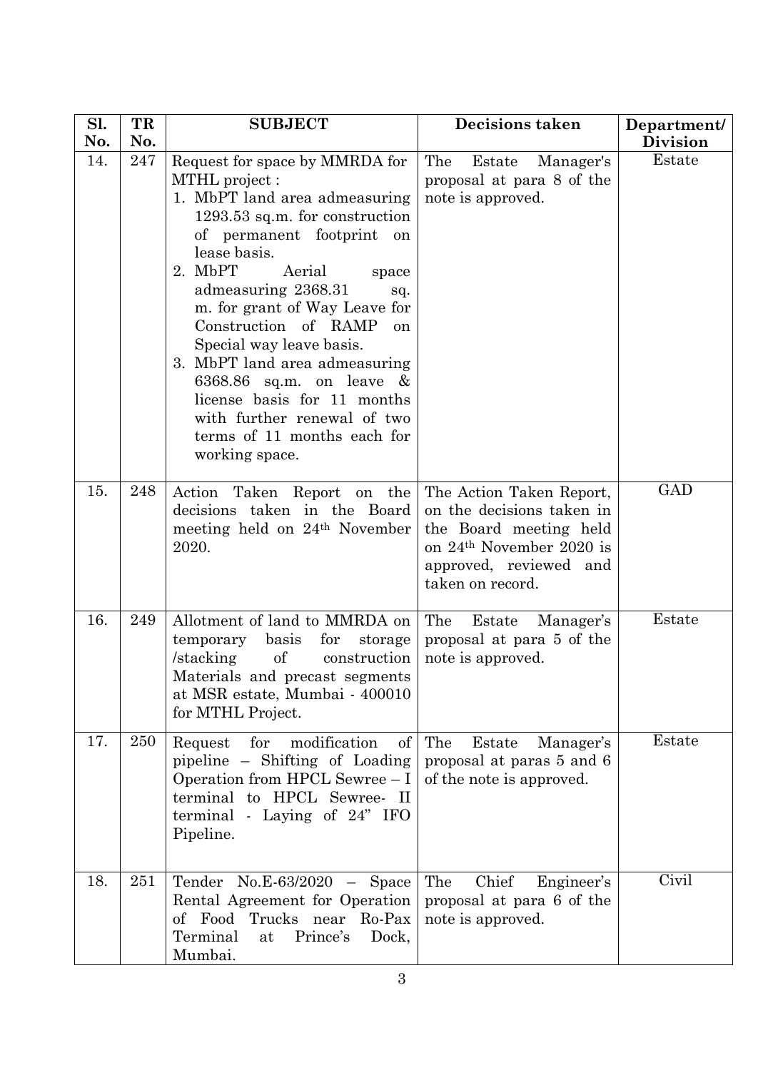| Sl. No. | TR No. | SUBJECT | Decisions taken | Department/ Division |
|---|---|---|---|---|
| 14. | 247 | Request for space by MMRDA for MTHL project : 1. MbPT land area admeasuring 1293.53 sq.m. for construction of permanent footprint on lease basis. 2. MbPT Aerial space admeasuring 2368.31 sq. m. for grant of Way Leave for Construction of RAMP on Special way leave basis. 3. MbPT land area admeasuring 6368.86 sq.m. on leave & license basis for 11 months with further renewal of two terms of 11 months each for working space. | The Estate Manager's proposal at para 8 of the note is approved. | Estate |
| 15. | 248 | Action Taken Report on the decisions taken in the Board meeting held on 24th November 2020. | The Action Taken Report, on the decisions taken in the Board meeting held on 24th November 2020 is approved, reviewed and taken on record. | GAD |
| 16. | 249 | Allotment of land to MMRDA on temporary basis for storage /stacking of construction Materials and precast segments at MSR estate, Mumbai - 400010 for MTHL Project. | The Estate Manager's proposal at para 5 of the note is approved. | Estate |
| 17. | 250 | Request for modification of pipeline – Shifting of Loading Operation from HPCL Sewree – I terminal to HPCL Sewree- II terminal - Laying of 24" IFO Pipeline. | The Estate Manager's proposal at paras 5 and 6 of the note is approved. | Estate |
| 18. | 251 | Tender No.E-63/2020 – Space Rental Agreement for Operation of Food Trucks near Ro-Pax Terminal at Prince's Dock, Mumbai. | The Chief Engineer's proposal at para 6 of the note is approved. | Civil |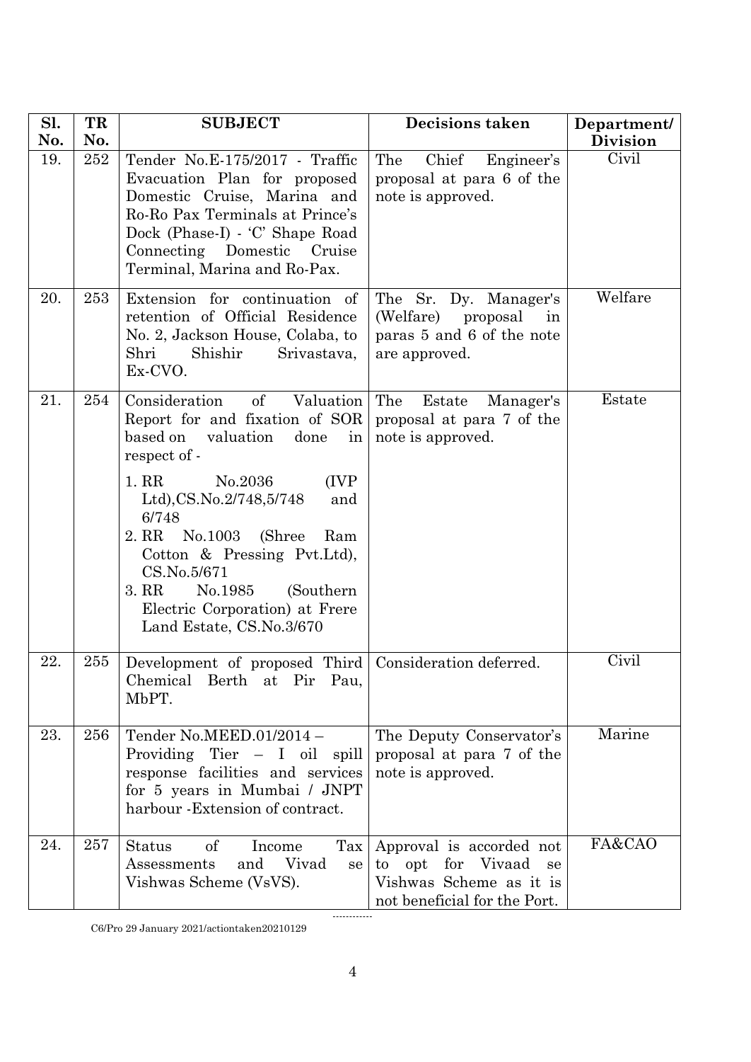| Sl. No. | TR No. | SUBJECT | Decisions taken | Department/ Division |
|---|---|---|---|---|
| 19. | 252 | Tender No.E-175/2017 - Traffic Evacuation Plan for proposed Domestic Cruise, Marina and Ro-Ro Pax Terminals at Prince's Dock (Phase-I) - 'C' Shape Road Connecting Domestic Cruise Terminal, Marina and Ro-Pax. | The Chief Engineer's proposal at para 6 of the note is approved. | Civil |
| 20. | 253 | Extension for continuation of retention of Official Residence No. 2, Jackson House, Colaba, to Shri Shishir Srivastava, Ex-CVO. | The Sr. Dy. Manager's (Welfare) proposal in paras 5 and 6 of the note are approved. | Welfare |
| 21. | 254 | Consideration of Valuation Report for and fixation of SOR based on valuation done in respect of -<br>1. RR No.2036 (IVP Ltd),CS.No.2/748,5/748 and 6/748<br>2. RR No.1003 (Shree Ram Cotton & Pressing Pvt.Ltd), CS.No.5/671<br>3. RR No.1985 (Southern Electric Corporation) at Frere Land Estate, CS.No.3/670 | The Estate Manager's proposal at para 7 of the note is approved. | Estate |
| 22. | 255 | Development of proposed Third Chemical Berth at Pir Pau, MbPT. | Consideration deferred. | Civil |
| 23. | 256 | Tender No.MEED.01/2014 – Providing Tier – I oil spill response facilities and services for 5 years in Mumbai / JNPT harbour -Extension of contract. | The Deputy Conservator's proposal at para 7 of the note is approved. | Marine |
| 24. | 257 | Status of Income Tax Assessments and Vivad se Vishwas Scheme (VsVS). | Approval is accorded not to opt for Vivaad se Vishwas Scheme as it is not beneficial for the Port. | FA&CAO |

-----------

C6/Pro 29 January 2021/actiontaken20210129